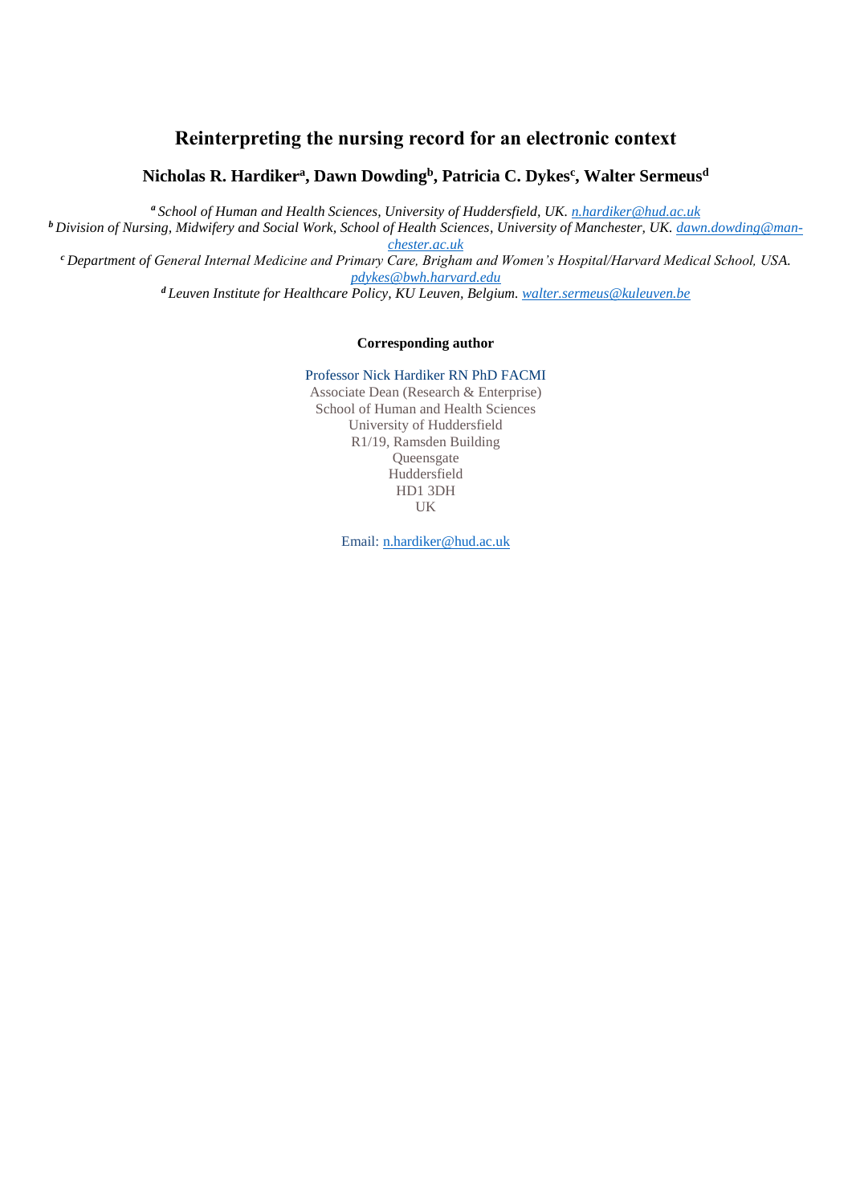# Reinterpreting the nursing record for an electronic context

**Nicholas R. Hardiker[a], Dawn Dowding[b], Patricia C. Dykes[c], Walter Sermeus[d]**

*[a] School of Human and Health Sciences, University of Huddersfield, UK. n.hardiker@hud.ac.uk*

*[b] Division of Nursing, Midwifery and Social Work, School of Health Sciences, University of Manchester, UK. dawn.dowding@manchester.ac.uk*

*[c] Department of General Internal Medicine and Primary Care, Brigham and Women's Hospital/Harvard Medical School, USA. pdykes@bwh.harvard.edu*

*[d] Leuven Institute for Healthcare Policy, KU Leuven, Belgium. walter.sermeus@kuleuven.be*

**Corresponding author**

Professor Nick Hardiker RN PhD FACMI
Associate Dean (Research & Enterprise)
School of Human and Health Sciences
University of Huddersfield
R1/19, Ramsden Building
Queensgate
Huddersfield
HD1 3DH
UK

Email: n.hardiker@hud.ac.uk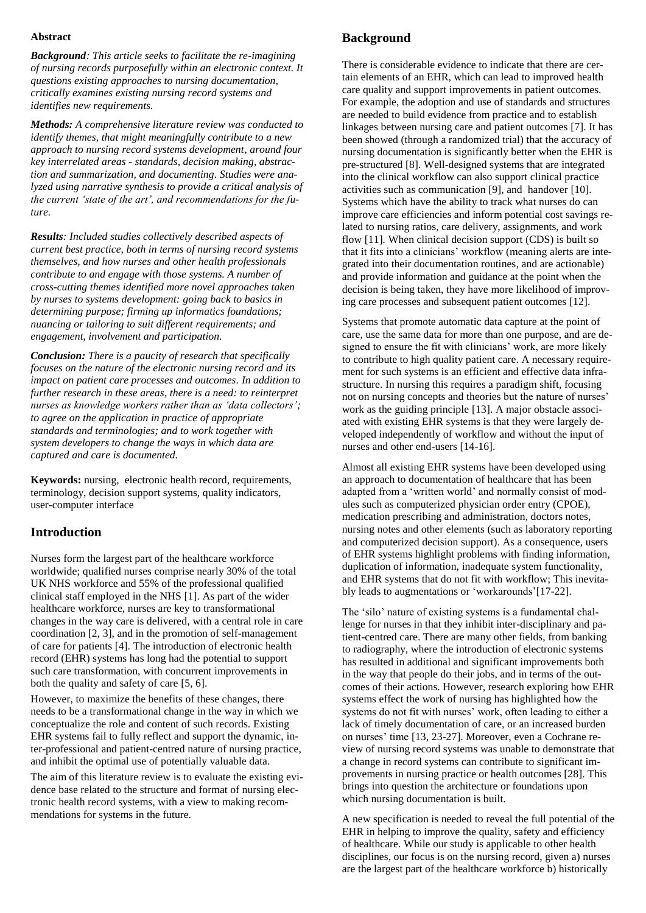### Abstract

***Background**: This article seeks to facilitate the re-imagining of nursing records purposefully within an electronic context. It questions existing approaches to nursing documentation, critically examines existing nursing record systems and identifies new requirements.*

***Methods:** A comprehensive literature review was conducted to identify themes, that might meaningfully contribute to a new approach to nursing record systems development, around four key interrelated areas - standards, decision making, abstraction and summarization, and documenting. Studies were analyzed using narrative synthesis to provide a critical analysis of the current 'state of the art', and recommendations for the future.*

***Results**: Included studies collectively described aspects of current best practice, both in terms of nursing record systems themselves, and how nurses and other health professionals contribute to and engage with those systems. A number of cross-cutting themes identified more novel approaches taken by nurses to systems development: going back to basics in determining purpose; firming up informatics foundations; nuancing or tailoring to suit different requirements; and engagement, involvement and participation.*

***Conclusion:** There is a paucity of research that specifically focuses on the nature of the electronic nursing record and its impact on patient care processes and outcomes. In addition to further research in these areas, there is a need: to reinterpret nurses as knowledge workers rather than as 'data collectors'; to agree on the application in practice of appropriate standards and terminologies; and to work together with system developers to change the ways in which data are captured and care is documented.*

**Keywords:** nursing, electronic health record, requirements, terminology, decision support systems, quality indicators, user-computer interface

## Introduction

Nurses form the largest part of the healthcare workforce worldwide; qualified nurses comprise nearly 30% of the total UK NHS workforce and 55% of the professional qualified clinical staff employed in the NHS [1]. As part of the wider healthcare workforce, nurses are key to transformational changes in the way care is delivered, with a central role in care coordination [2, 3], and in the promotion of self-management of care for patients [4]. The introduction of electronic health record (EHR) systems has long had the potential to support such care transformation, with concurrent improvements in both the quality and safety of care [5, 6].

However, to maximize the benefits of these changes, there needs to be a transformational change in the way in which we conceptualize the role and content of such records. Existing EHR systems fail to fully reflect and support the dynamic, inter-professional and patient-centred nature of nursing practice, and inhibit the optimal use of potentially valuable data.

The aim of this literature review is to evaluate the existing evidence base related to the structure and format of nursing electronic health record systems, with a view to making recommendations for systems in the future.

## Background

There is considerable evidence to indicate that there are certain elements of an EHR, which can lead to improved health care quality and support improvements in patient outcomes. For example, the adoption and use of standards and structures are needed to build evidence from practice and to establish linkages between nursing care and patient outcomes [7]. It has been showed (through a randomized trial) that the accuracy of nursing documentation is significantly better when the EHR is pre-structured [8]. Well-designed systems that are integrated into the clinical workflow can also support clinical practice activities such as communication [9], and handover [10]. Systems which have the ability to track what nurses do can improve care efficiencies and inform potential cost savings related to nursing ratios, care delivery, assignments, and work flow [11]. When clinical decision support (CDS) is built so that it fits into a clinicians' workflow (meaning alerts are integrated into their documentation routines, and are actionable) and provide information and guidance at the point when the decision is being taken, they have more likelihood of improving care processes and subsequent patient outcomes [12].

Systems that promote automatic data capture at the point of care, use the same data for more than one purpose, and are designed to ensure the fit with clinicians' work, are more likely to contribute to high quality patient care. A necessary requirement for such systems is an efficient and effective data infrastructure. In nursing this requires a paradigm shift, focusing not on nursing concepts and theories but the nature of nurses' work as the guiding principle [13]. A major obstacle associated with existing EHR systems is that they were largely developed independently of workflow and without the input of nurses and other end-users [14-16].

Almost all existing EHR systems have been developed using an approach to documentation of healthcare that has been adapted from a 'written world' and normally consist of modules such as computerized physician order entry (CPOE), medication prescribing and administration, doctors notes, nursing notes and other elements (such as laboratory reporting and computerized decision support). As a consequence, users of EHR systems highlight problems with finding information, duplication of information, inadequate system functionality, and EHR systems that do not fit with workflow; This inevitably leads to augmentations or 'workarounds'[17-22].

The 'silo' nature of existing systems is a fundamental challenge for nurses in that they inhibit inter-disciplinary and patient-centred care. There are many other fields, from banking to radiography, where the introduction of electronic systems has resulted in additional and significant improvements both in the way that people do their jobs, and in terms of the outcomes of their actions. However, research exploring how EHR systems effect the work of nursing has highlighted how the systems do not fit with nurses' work, often leading to either a lack of timely documentation of care, or an increased burden on nurses' time [13, 23-27]. Moreover, even a Cochrane review of nursing record systems was unable to demonstrate that a change in record systems can contribute to significant improvements in nursing practice or health outcomes [28]. This brings into question the architecture or foundations upon which nursing documentation is built.

A new specification is needed to reveal the full potential of the EHR in helping to improve the quality, safety and efficiency of healthcare. While our study is applicable to other health disciplines, our focus is on the nursing record, given a) nurses are the largest part of the healthcare workforce b) historically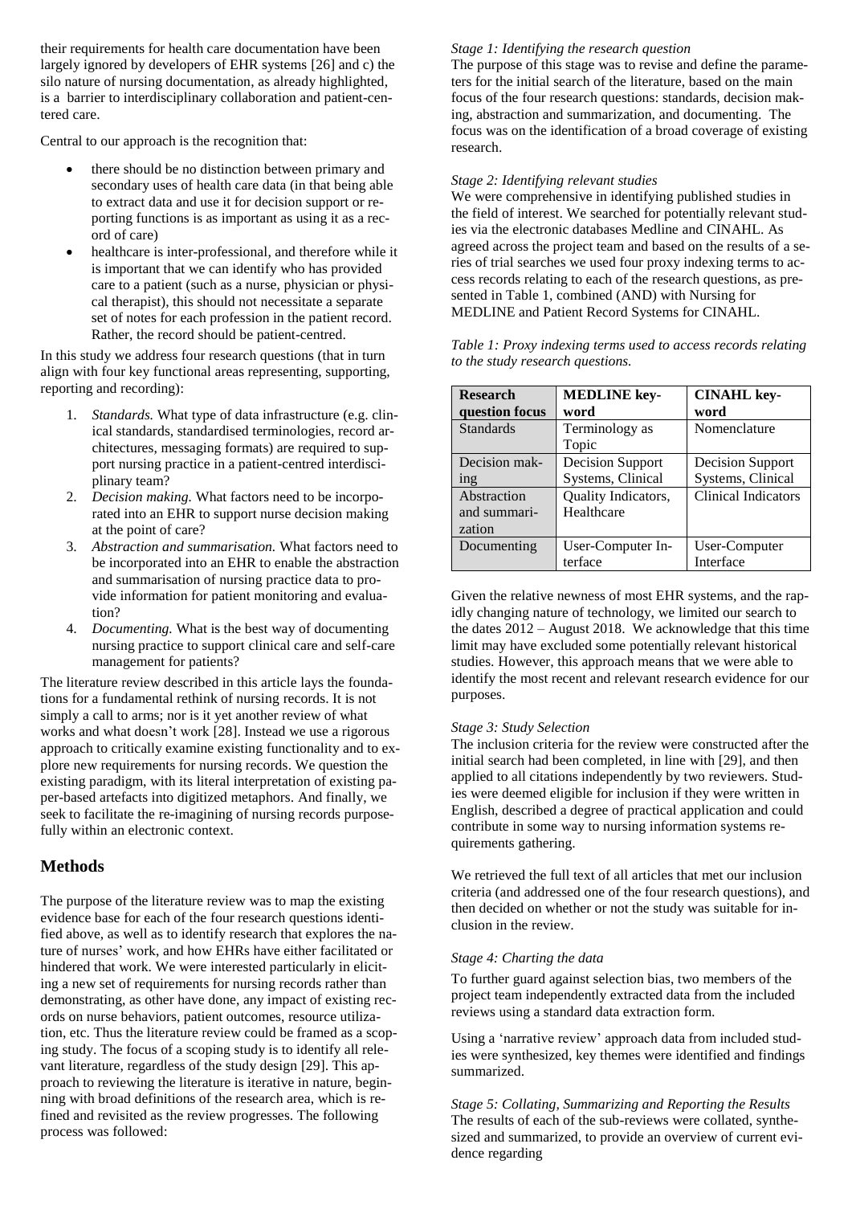their requirements for health care documentation have been largely ignored by developers of EHR systems [26] and c) the silo nature of nursing documentation, as already highlighted, is a barrier to interdisciplinary collaboration and patient-centered care.

Central to our approach is the recognition that:

- there should be no distinction between primary and secondary uses of health care data (in that being able to extract data and use it for decision support or reporting functions is as important as using it as a record of care)
- healthcare is inter-professional, and therefore while it is important that we can identify who has provided care to a patient (such as a nurse, physician or physical therapist), this should not necessitate a separate set of notes for each profession in the patient record. Rather, the record should be patient-centred.

In this study we address four research questions (that in turn align with four key functional areas representing, supporting, reporting and recording):

1. *Standards.* What type of data infrastructure (e.g. clinical standards, standardised terminologies, record architectures, messaging formats) are required to support nursing practice in a patient-centred interdisciplinary team?
2. *Decision making.* What factors need to be incorporated into an EHR to support nurse decision making at the point of care?
3. *Abstraction and summarisation.* What factors need to be incorporated into an EHR to enable the abstraction and summarisation of nursing practice data to provide information for patient monitoring and evaluation?
4. *Documenting.* What is the best way of documenting nursing practice to support clinical care and self-care management for patients?

The literature review described in this article lays the foundations for a fundamental rethink of nursing records. It is not simply a call to arms; nor is it yet another review of what works and what doesn't work [28]. Instead we use a rigorous approach to critically examine existing functionality and to explore new requirements for nursing records. We question the existing paradigm, with its literal interpretation of existing paper-based artefacts into digitized metaphors. And finally, we seek to facilitate the re-imagining of nursing records purposefully within an electronic context.

## Methods

The purpose of the literature review was to map the existing evidence base for each of the four research questions identified above, as well as to identify research that explores the nature of nurses' work, and how EHRs have either facilitated or hindered that work. We were interested particularly in eliciting a new set of requirements for nursing records rather than demonstrating, as other have done, any impact of existing records on nurse behaviors, patient outcomes, resource utilization, etc. Thus the literature review could be framed as a scoping study. The focus of a scoping study is to identify all relevant literature, regardless of the study design [29]. This approach to reviewing the literature is iterative in nature, beginning with broad definitions of the research area, which is refined and revisited as the review progresses. The following process was followed:

*Stage 1: Identifying the research question*
The purpose of this stage was to revise and define the parameters for the initial search of the literature, based on the main focus of the four research questions: standards, decision making, abstraction and summarization, and documenting. The focus was on the identification of a broad coverage of existing research.

*Stage 2: Identifying relevant studies*
We were comprehensive in identifying published studies in the field of interest. We searched for potentially relevant studies via the electronic databases Medline and CINAHL. As agreed across the project team and based on the results of a series of trial searches we used four proxy indexing terms to access records relating to each of the research questions, as presented in Table 1, combined (AND) with Nursing for MEDLINE and Patient Record Systems for CINAHL.

*Table 1: Proxy indexing terms used to access records relating to the study research questions.*

| Research question focus | MEDLINE keyword | CINAHL keyword |
|---|---|---|
| Standards | Terminology as Topic | Nomenclature |
| Decision making | Decision Support Systems, Clinical | Decision Support Systems, Clinical |
| Abstraction and summarization | Quality Indicators, Healthcare | Clinical Indicators |
| Documenting | User-Computer Interface | User-Computer Interface |

Given the relative newness of most EHR systems, and the rapidly changing nature of technology, we limited our search to the dates 2012 – August 2018. We acknowledge that this time limit may have excluded some potentially relevant historical studies. However, this approach means that we were able to identify the most recent and relevant research evidence for our purposes.

*Stage 3: Study Selection*
The inclusion criteria for the review were constructed after the initial search had been completed, in line with [29], and then applied to all citations independently by two reviewers. Studies were deemed eligible for inclusion if they were written in English, described a degree of practical application and could contribute in some way to nursing information systems requirements gathering.

We retrieved the full text of all articles that met our inclusion criteria (and addressed one of the four research questions), and then decided on whether or not the study was suitable for inclusion in the review.

*Stage 4: Charting the data*
To further guard against selection bias, two members of the project team independently extracted data from the included reviews using a standard data extraction form.

Using a 'narrative review' approach data from included studies were synthesized, key themes were identified and findings summarized.

*Stage 5: Collating, Summarizing and Reporting the Results*
The results of each of the sub-reviews were collated, synthesized and summarized, to provide an overview of current evidence regarding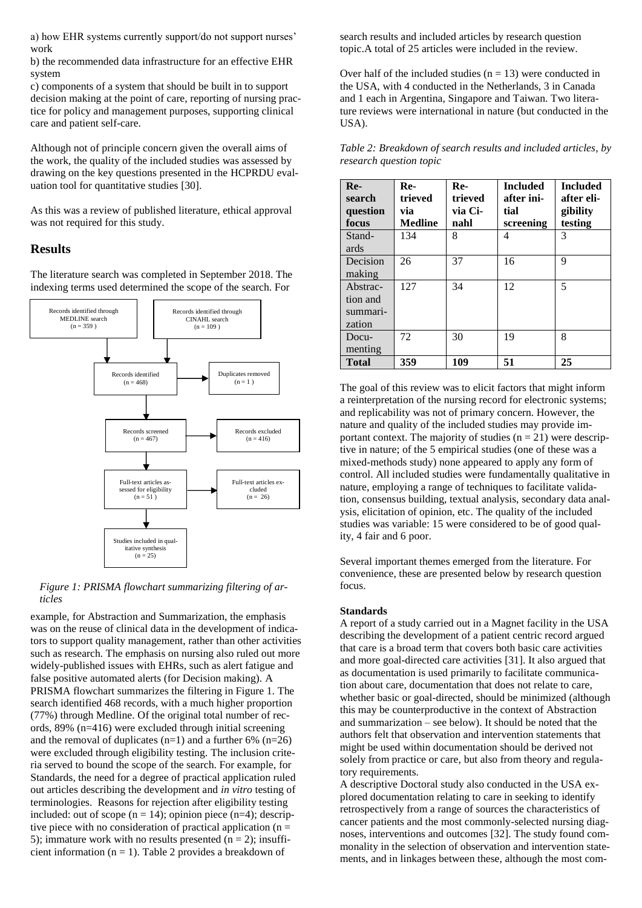a) how EHR systems currently support/do not support nurses' work

b) the recommended data infrastructure for an effective EHR system

c) components of a system that should be built in to support decision making at the point of care, reporting of nursing practice for policy and management purposes, supporting clinical care and patient self-care.

Although not of principle concern given the overall aims of the work, the quality of the included studies was assessed by drawing on the key questions presented in the HCPRDU evaluation tool for quantitative studies [30].

As this was a review of published literature, ethical approval was not required for this study.

## Results

The literature search was completed in September 2018. The indexing terms used determined the scope of the search. For example, for Abstraction and Summarization, the emphasis was on the reuse of clinical data in the development of indicators to support quality management, rather than other activities such as research. The emphasis on nursing also ruled out more widely-published issues with EHRs, such as alert fatigue and false positive automated alerts (for Decision making). A PRISMA flowchart summarizes the filtering in Figure 1. The search identified 468 records, with a much higher proportion (77%) through Medline. Of the original total number of records, 89% (n=416) were excluded through initial screening and the removal of duplicates (n=1) and a further 6% (n=26) were excluded through eligibility testing. The inclusion criteria served to bound the scope of the search. For example, for Standards, the need for a degree of practical application ruled out articles describing the development and *in vitro* testing of terminologies. Reasons for rejection after eligibility testing included: out of scope (n = 14); opinion piece (n=4); descriptive piece with no consideration of practical application (n = 5); immature work with no results presented (n = 2); insufficient information (n = 1). Table 2 provides a breakdown of search results and included articles by research question topic. A total of 25 articles were included in the review.

Records identified through MEDLINE search (n = 359 )

Records identified through CINAHL search (n = 109 )

Records identified (n = 468)

Duplicates removed (n = 1 )

Records screened (n = 467)

Records excluded (n = 416)

Full-text articles assessed for eligibility (n = 51 )

Full-text articles excluded (n = 26)

Studies included in qualitative synthesis (n = 25)

*Figure 1: PRISMA flowchart summarizing filtering of articles*

Over half of the included studies (n = 13) were conducted in the USA, with 4 conducted in the Netherlands, 3 in Canada and 1 each in Argentina, Singapore and Taiwan. Two literature reviews were international in nature (but conducted in the USA).

*Table 2: Breakdown of search results and included articles, by research question topic*

| Research question focus | Retrieved via Medline | Retrieved via Cinahl | Included after initial screening | Included after eligibility testing |
|---|---|---|---|---|
| Standards | 134 | 8 | 4 | 3 |
| Decision making | 26 | 37 | 16 | 9 |
| Abstraction and summarization | 127 | 34 | 12 | 5 |
| Documenting | 72 | 30 | 19 | 8 |
| **Total** | **359** | **109** | **51** | **25** |

The goal of this review was to elicit factors that might inform a reinterpretation of the nursing record for electronic systems; and replicability was not of primary concern. However, the nature and quality of the included studies may provide important context. The majority of studies (n = 21) were descriptive in nature; of the 5 empirical studies (one of these was a mixed-methods study) none appeared to apply any form of control. All included studies were fundamentally qualitative in nature, employing a range of techniques to facilitate validation, consensus building, textual analysis, secondary data analysis, elicitation of opinion, etc. The quality of the included studies was variable: 15 were considered to be of good quality, 4 fair and 6 poor.

Several important themes emerged from the literature. For convenience, these are presented below by research question focus.

**Standards**

A report of a study carried out in a Magnet facility in the USA describing the development of a patient centric record argued that care is a broad term that covers both basic care activities and more goal-directed care activities [31]. It also argued that as documentation is used primarily to facilitate communication about care, documentation that does not relate to care, whether basic or goal-directed, should be minimized (although this may be counterproductive in the context of Abstraction and summarization – see below). It should be noted that the authors felt that observation and intervention statements that might be used within documentation should be derived not solely from practice or care, but also from theory and regulatory requirements.

A descriptive Doctoral study also conducted in the USA explored documentation relating to care in seeking to identify retrospectively from a range of sources the characteristics of cancer patients and the most commonly-selected nursing diagnoses, interventions and outcomes [32]. The study found commonality in the selection of observation and intervention statements, and in linkages between these, although the most com-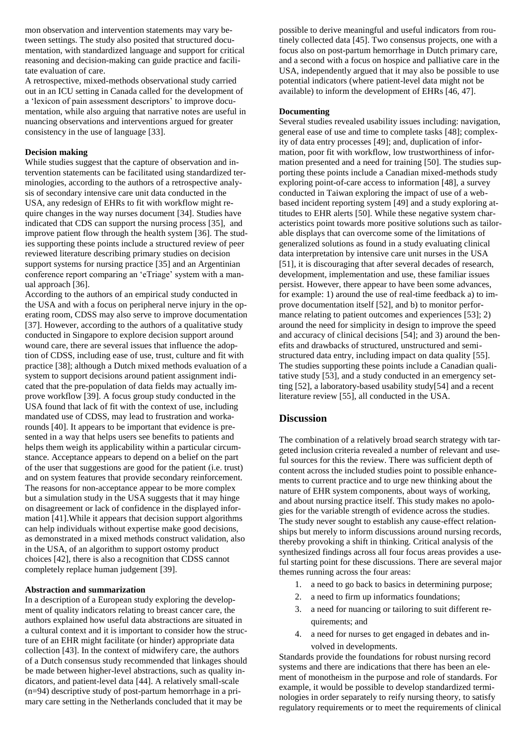mon observation and intervention statements may vary between settings. The study also posited that structured documentation, with standardized language and support for critical reasoning and decision-making can guide practice and facilitate evaluation of care.

A retrospective, mixed-methods observational study carried out in an ICU setting in Canada called for the development of a 'lexicon of pain assessment descriptors' to improve documentation, while also arguing that narrative notes are useful in nuancing observations and interventions argued for greater consistency in the use of language [33].

### Decision making

While studies suggest that the capture of observation and intervention statements can be facilitated using standardized terminologies, according to the authors of a retrospective analysis of secondary intensive care unit data conducted in the USA, any redesign of EHRs to fit with workflow might require changes in the way nurses document [34]. Studies have indicated that CDS can support the nursing process [35], and improve patient flow through the health system [36]. The studies supporting these points include a structured review of peer reviewed literature describing primary studies on decision support systems for nursing practice [35] and an Argentinian conference report comparing an 'eTriage' system with a manual approach [36].

According to the authors of an empirical study conducted in the USA and with a focus on peripheral nerve injury in the operating room, CDSS may also serve to improve documentation [37]. However, according to the authors of a qualitative study conducted in Singapore to explore decision support around wound care, there are several issues that influence the adoption of CDSS, including ease of use, trust, culture and fit with practice [38]; although a Dutch mixed methods evaluation of a system to support decisions around patient assignment indicated that the pre-population of data fields may actually improve workflow [39]. A focus group study conducted in the USA found that lack of fit with the context of use, including mandated use of CDSS, may lead to frustration and workarounds [40]. It appears to be important that evidence is presented in a way that helps users see benefits to patients and helps them weigh its applicability within a particular circumstance. Acceptance appears to depend on a belief on the part of the user that suggestions are good for the patient (i.e. trust) and on system features that provide secondary reinforcement. The reasons for non-acceptance appear to be more complex but a simulation study in the USA suggests that it may hinge on disagreement or lack of confidence in the displayed information [41].While it appears that decision support algorithms can help individuals without expertise make good decisions, as demonstrated in a mixed methods construct validation, also in the USA, of an algorithm to support ostomy product choices [42], there is also a recognition that CDSS cannot completely replace human judgement [39].

### Abstraction and summarization

In a description of a European study exploring the development of quality indicators relating to breast cancer care, the authors explained how useful data abstractions are situated in a cultural context and it is important to consider how the structure of an EHR might facilitate (or hinder) appropriate data collection [43]. In the context of midwifery care, the authors of a Dutch consensus study recommended that linkages should be made between higher-level abstractions, such as quality indicators, and patient-level data [44]. A relatively small-scale (n=94) descriptive study of post-partum hemorrhage in a primary care setting in the Netherlands concluded that it may be possible to derive meaningful and useful indicators from routinely collected data [45]. Two consensus projects, one with a focus also on post-partum hemorrhage in Dutch primary care, and a second with a focus on hospice and palliative care in the USA, independently argued that it may also be possible to use potential indicators (where patient-level data might not be available) to inform the development of EHRs [46, 47].

### Documenting

Several studies revealed usability issues including: navigation, general ease of use and time to complete tasks [48]; complexity of data entry processes [49]; and, duplication of information, poor fit with workflow, low trustworthiness of information presented and a need for training [50]. The studies supporting these points include a Canadian mixed-methods study exploring point-of-care access to information [48], a survey conducted in Taiwan exploring the impact of use of a web-based incident reporting system [49] and a study exploring attitudes to EHR alerts [50]. While these negative system characteristics point towards more positive solutions such as tailorable displays that can overcome some of the limitations of generalized solutions as found in a study evaluating clinical data interpretation by intensive care unit nurses in the USA [51], it is discouraging that after several decades of research, development, implementation and use, these familiar issues persist. However, there appear to have been some advances, for example: 1) around the use of real-time feedback a) to improve documentation itself [52], and b) to monitor performance relating to patient outcomes and experiences [53]; 2) around the need for simplicity in design to improve the speed and accuracy of clinical decisions [54]; and 3) around the benefits and drawbacks of structured, unstructured and semi-structured data entry, including impact on data quality [55]. The studies supporting these points include a Canadian qualitative study [53], and a study conducted in an emergency setting [52], a laboratory-based usability study[54] and a recent literature review [55], all conducted in the USA.

## Discussion

The combination of a relatively broad search strategy with targeted inclusion criteria revealed a number of relevant and useful sources for this the review. There was sufficient depth of content across the included studies point to possible enhancements to current practice and to urge new thinking about the nature of EHR system components, about ways of working, and about nursing practice itself. This study makes no apologies for the variable strength of evidence across the studies. The study never sought to establish any cause-effect relationships but merely to inform discussions around nursing records, thereby provoking a shift in thinking. Critical analysis of the synthesized findings across all four focus areas provides a useful starting point for these discussions. There are several major themes running across the four areas:

1. a need to go back to basics in determining purpose;
2. a need to firm up informatics foundations;
3. a need for nuancing or tailoring to suit different requirements; and
4. a need for nurses to get engaged in debates and involved in developments.

Standards provide the foundations for robust nursing record systems and there are indications that there has been an element of monotheism in the purpose and role of standards. For example, it would be possible to develop standardized terminologies in order separately to reify nursing theory, to satisfy regulatory requirements or to meet the requirements of clinical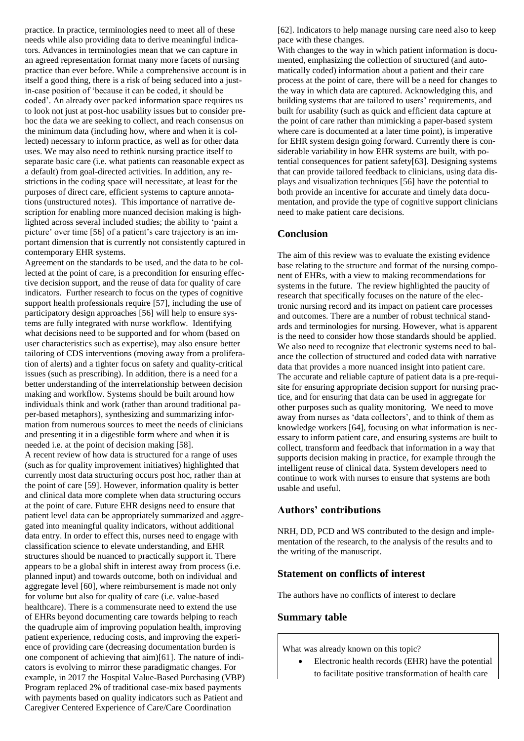practice. In practice, terminologies need to meet all of these needs while also providing data to derive meaningful indicators. Advances in terminologies mean that we can capture in an agreed representation format many more facets of nursing practice than ever before. While a comprehensive account is in itself a good thing, there is a risk of being seduced into a just-in-case position of 'because it can be coded, it should be coded'. An already over packed information space requires us to look not just at post-hoc usability issues but to consider pre-hoc the data we are seeking to collect, and reach consensus on the minimum data (including how, where and when it is collected) necessary to inform practice, as well as for other data uses. We may also need to rethink nursing practice itself to separate basic care (i.e. what patients can reasonable expect as a default) from goal-directed activities. In addition, any restrictions in the coding space will necessitate, at least for the purposes of direct care, efficient systems to capture annotations (unstructured notes). This importance of narrative description for enabling more nuanced decision making is highlighted across several included studies; the ability to 'paint a picture' over time [56] of a patient's care trajectory is an important dimension that is currently not consistently captured in contemporary EHR systems.

Agreement on the standards to be used, and the data to be collected at the point of care, is a precondition for ensuring effective decision support, and the reuse of data for quality of care indicators. Further research to focus on the types of cognitive support health professionals require [57], including the use of participatory design approaches [56] will help to ensure systems are fully integrated with nurse workflow. Identifying what decisions need to be supported and for whom (based on user characteristics such as expertise), may also ensure better tailoring of CDS interventions (moving away from a proliferation of alerts) and a tighter focus on safety and quality-critical issues (such as prescribing). In addition, there is a need for a better understanding of the interrelationship between decision making and workflow. Systems should be built around how individuals think and work (rather than around traditional paper-based metaphors), synthesizing and summarizing information from numerous sources to meet the needs of clinicians and presenting it in a digestible form where and when it is needed i.e. at the point of decision making [58].

A recent review of how data is structured for a range of uses (such as for quality improvement initiatives) highlighted that currently most data structuring occurs post hoc, rather than at the point of care [59]. However, information quality is better and clinical data more complete when data structuring occurs at the point of care. Future EHR designs need to ensure that patient level data can be appropriately summarized and aggregated into meaningful quality indicators, without additional data entry. In order to effect this, nurses need to engage with classification science to elevate understanding, and EHR structures should be nuanced to practically support it. There appears to be a global shift in interest away from process (i.e. planned input) and towards outcome, both on individual and aggregate level [60], where reimbursement is made not only for volume but also for quality of care (i.e. value-based healthcare). There is a commensurate need to extend the use of EHRs beyond documenting care towards helping to reach the quadruple aim of improving population health, improving patient experience, reducing costs, and improving the experience of providing care (decreasing documentation burden is one component of achieving that aim)[61]. The nature of indicators is evolving to mirror these paradigmatic changes. For example, in 2017 the Hospital Value-Based Purchasing (VBP) Program replaced 2% of traditional case-mix based payments with payments based on quality indicators such as Patient and Caregiver Centered Experience of Care/Care Coordination [62]. Indicators to help manage nursing care need also to keep pace with these changes.

With changes to the way in which patient information is documented, emphasizing the collection of structured (and automatically coded) information about a patient and their care process at the point of care, there will be a need for changes to the way in which data are captured. Acknowledging this, and building systems that are tailored to users' requirements, and built for usability (such as quick and efficient data capture at the point of care rather than mimicking a paper-based system where care is documented at a later time point), is imperative for EHR system design going forward. Currently there is considerable variability in how EHR systems are built, with potential consequences for patient safety[63]. Designing systems that can provide tailored feedback to clinicians, using data displays and visualization techniques [56] have the potential to both provide an incentive for accurate and timely data documentation, and provide the type of cognitive support clinicians need to make patient care decisions.

## Conclusion

The aim of this review was to evaluate the existing evidence base relating to the structure and format of the nursing component of EHRs, with a view to making recommendations for systems in the future. The review highlighted the paucity of research that specifically focuses on the nature of the electronic nursing record and its impact on patient care processes and outcomes. There are a number of robust technical standards and terminologies for nursing. However, what is apparent is the need to consider how those standards should be applied. We also need to recognize that electronic systems need to balance the collection of structured and coded data with narrative data that provides a more nuanced insight into patient care. The accurate and reliable capture of patient data is a pre-requisite for ensuring appropriate decision support for nursing practice, and for ensuring that data can be used in aggregate for other purposes such as quality monitoring. We need to move away from nurses as 'data collectors', and to think of them as knowledge workers [64], focusing on what information is necessary to inform patient care, and ensuring systems are built to collect, transform and feedback that information in a way that supports decision making in practice, for example through the intelligent reuse of clinical data. System developers need to continue to work with nurses to ensure that systems are both usable and useful.

## Authors' contributions

NRH, DD, PCD and WS contributed to the design and implementation of the research, to the analysis of the results and to the writing of the manuscript.

## Statement on conflicts of interest

The authors have no conflicts of interest to declare

## Summary table

What was already known on this topic?

- Electronic health records (EHR) have the potential to facilitate positive transformation of health care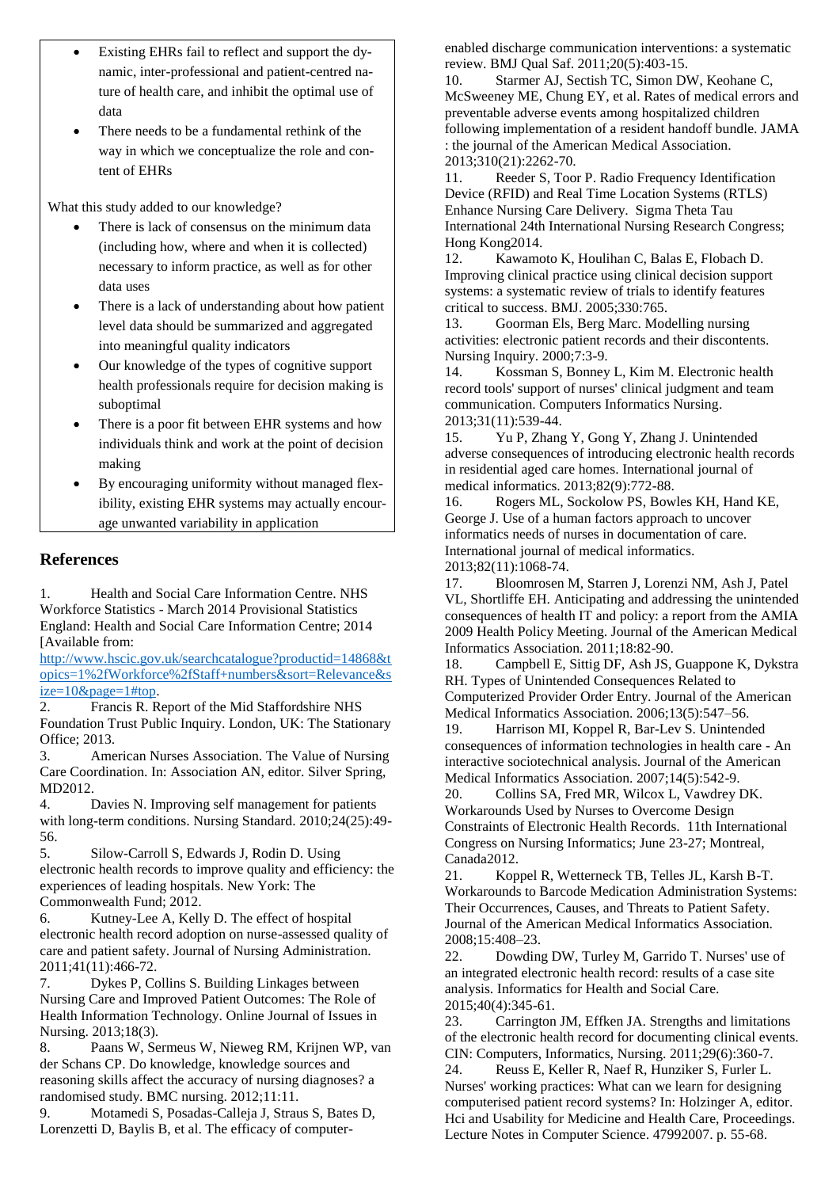- Existing EHRs fail to reflect and support the dynamic, inter-professional and patient-centred nature of health care, and inhibit the optimal use of data
- There needs to be a fundamental rethink of the way in which we conceptualize the role and content of EHRs

What this study added to our knowledge?

- There is lack of consensus on the minimum data (including how, where and when it is collected) necessary to inform practice, as well as for other data uses
- There is a lack of understanding about how patient level data should be summarized and aggregated into meaningful quality indicators
- Our knowledge of the types of cognitive support health professionals require for decision making is suboptimal
- There is a poor fit between EHR systems and how individuals think and work at the point of decision making
- By encouraging uniformity without managed flexibility, existing EHR systems may actually encourage unwanted variability in application

## References

1. Health and Social Care Information Centre. NHS Workforce Statistics - March 2014 Provisional Statistics England: Health and Social Care Information Centre; 2014 [Available from: http://www.hscic.gov.uk/searchcatalogue?productid=14868&topics=1%2fWorkforce%2fStaff+numbers&sort=Relevance&size=10&page=1#top.
2. Francis R. Report of the Mid Staffordshire NHS Foundation Trust Public Inquiry. London, UK: The Stationary Office; 2013.
3. American Nurses Association. The Value of Nursing Care Coordination. In: Association AN, editor. Silver Spring, MD2012.
4. Davies N. Improving self management for patients with long-term conditions. Nursing Standard. 2010;24(25):49-56.
5. Silow-Carroll S, Edwards J, Rodin D. Using electronic health records to improve quality and efficiency: the experiences of leading hospitals. New York: The Commonwealth Fund; 2012.
6. Kutney-Lee A, Kelly D. The effect of hospital electronic health record adoption on nurse-assessed quality of care and patient safety. Journal of Nursing Administration. 2011;41(11):466-72.
7. Dykes P, Collins S. Building Linkages between Nursing Care and Improved Patient Outcomes: The Role of Health Information Technology. Online Journal of Issues in Nursing. 2013;18(3).
8. Paans W, Sermeus W, Nieweg RM, Krijnen WP, van der Schans CP. Do knowledge, knowledge sources and reasoning skills affect the accuracy of nursing diagnoses? a randomised study. BMC nursing. 2012;11:11.
9. Motamedi S, Posadas-Calleja J, Straus S, Bates D, Lorenzetti D, Baylis B, et al. The efficacy of computer-enabled discharge communication interventions: a systematic review. BMJ Qual Saf. 2011;20(5):403-15.
10. Starmer AJ, Sectish TC, Simon DW, Keohane C, McSweeney ME, Chung EY, et al. Rates of medical errors and preventable adverse events among hospitalized children following implementation of a resident handoff bundle. JAMA : the journal of the American Medical Association. 2013;310(21):2262-70.
11. Reeder S, Toor P. Radio Frequency Identification Device (RFID) and Real Time Location Systems (RTLS) Enhance Nursing Care Delivery. Sigma Theta Tau International 24th International Nursing Research Congress; Hong Kong2014.
12. Kawamoto K, Houlihan C, Balas E, Flobach D. Improving clinical practice using clinical decision support systems: a systematic review of trials to identify features critical to success. BMJ. 2005;330:765.
13. Goorman Els, Berg Marc. Modelling nursing activities: electronic patient records and their discontents. Nursing Inquiry. 2000;7:3-9.
14. Kossman S, Bonney L, Kim M. Electronic health record tools' support of nurses' clinical judgment and team communication. Computers Informatics Nursing. 2013;31(11):539-44.
15. Yu P, Zhang Y, Gong Y, Zhang J. Unintended adverse consequences of introducing electronic health records in residential aged care homes. International journal of medical informatics. 2013;82(9):772-88.
16. Rogers ML, Sockolow PS, Bowles KH, Hand KE, George J. Use of a human factors approach to uncover informatics needs of nurses in documentation of care. International journal of medical informatics. 2013;82(11):1068-74.
17. Bloomrosen M, Starren J, Lorenzi NM, Ash J, Patel VL, Shortliffe EH. Anticipating and addressing the unintended consequences of health IT and policy: a report from the AMIA 2009 Health Policy Meeting. Journal of the American Medical Informatics Association. 2011;18:82-90.
18. Campbell E, Sittig DF, Ash JS, Guappone K, Dykstra RH. Types of Unintended Consequences Related to Computerized Provider Order Entry. Journal of the American Medical Informatics Association. 2006;13(5):547–56.
19. Harrison MI, Koppel R, Bar-Lev S. Unintended consequences of information technologies in health care - An interactive sociotechnical analysis. Journal of the American Medical Informatics Association. 2007;14(5):542-9.
20. Collins SA, Fred MR, Wilcox L, Vawdrey DK. Workarounds Used by Nurses to Overcome Design Constraints of Electronic Health Records. 11th International Congress on Nursing Informatics; June 23-27; Montreal, Canada2012.
21. Koppel R, Wetterneck TB, Telles JL, Karsh B-T. Workarounds to Barcode Medication Administration Systems: Their Occurrences, Causes, and Threats to Patient Safety. Journal of the American Medical Informatics Association. 2008;15:408–23.
22. Dowding DW, Turley M, Garrido T. Nurses' use of an integrated electronic health record: results of a case site analysis. Informatics for Health and Social Care. 2015;40(4):345-61.
23. Carrington JM, Effken JA. Strengths and limitations of the electronic health record for documenting clinical events. CIN: Computers, Informatics, Nursing. 2011;29(6):360-7.
24. Reuss E, Keller R, Naef R, Hunziker S, Furler L. Nurses' working practices: What can we learn for designing computerised patient record systems? In: Holzinger A, editor. Hci and Usability for Medicine and Health Care, Proceedings. Lecture Notes in Computer Science. 47992007. p. 55-68.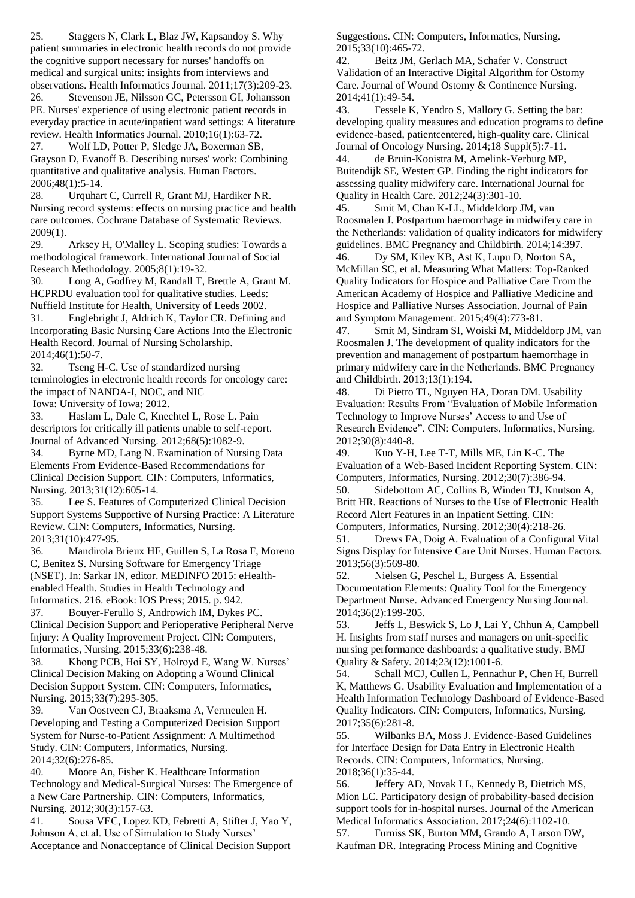25. Staggers N, Clark L, Blaz JW, Kapsandoy S. Why patient summaries in electronic health records do not provide the cognitive support necessary for nurses' handoffs on medical and surgical units: insights from interviews and observations. Health Informatics Journal. 2011;17(3):209-23.

26. Stevenson JE, Nilsson GC, Petersson GI, Johansson PE. Nurses' experience of using electronic patient records in everyday practice in acute/inpatient ward settings: A literature review. Health Informatics Journal. 2010;16(1):63-72.

27. Wolf LD, Potter P, Sledge JA, Boxerman SB, Grayson D, Evanoff B. Describing nurses' work: Combining quantitative and qualitative analysis. Human Factors. 2006;48(1):5-14.

28. Urquhart C, Currell R, Grant MJ, Hardiker NR. Nursing record systems: effects on nursing practice and health care outcomes. Cochrane Database of Systematic Reviews. 2009(1).

29. Arksey H, O'Malley L. Scoping studies: Towards a methodological framework. International Journal of Social Research Methodology. 2005;8(1):19-32.

30. Long A, Godfrey M, Randall T, Brettle A, Grant M. HCPRDU evaluation tool for qualitative studies. Leeds: Nuffield Institute for Health, University of Leeds 2002.

31. Englebright J, Aldrich K, Taylor CR. Defining and Incorporating Basic Nursing Care Actions Into the Electronic Health Record. Journal of Nursing Scholarship. 2014;46(1):50-7.

32. Tseng H-C. Use of standardized nursing terminologies in electronic health records for oncology care: the impact of NANDA-I, NOC, and NIC Iowa: University of Iowa; 2012.

33. Haslam L, Dale C, Knechtel L, Rose L. Pain descriptors for critically ill patients unable to self-report. Journal of Advanced Nursing. 2012;68(5):1082-9.

34. Byrne MD, Lang N. Examination of Nursing Data Elements From Evidence-Based Recommendations for Clinical Decision Support. CIN: Computers, Informatics, Nursing. 2013;31(12):605-14.

35. Lee S. Features of Computerized Clinical Decision Support Systems Supportive of Nursing Practice: A Literature Review. CIN: Computers, Informatics, Nursing. 2013;31(10):477-95.

36. Mandirola Brieux HF, Guillen S, La Rosa F, Moreno C, Benitez S. Nursing Software for Emergency Triage (NSET). In: Sarkar IN, editor. MEDINFO 2015: eHealth-enabled Health. Studies in Health Technology and Informatics. 216. eBook: IOS Press; 2015. p. 942.

37. Bouyer-Ferullo S, Androwich IM, Dykes PC. Clinical Decision Support and Perioperative Peripheral Nerve Injury: A Quality Improvement Project. CIN: Computers, Informatics, Nursing. 2015;33(6):238-48.

38. Khong PCB, Hoi SY, Holroyd E, Wang W. Nurses' Clinical Decision Making on Adopting a Wound Clinical Decision Support System. CIN: Computers, Informatics, Nursing. 2015;33(7):295-305.

39. Van Oostveen CJ, Braaksma A, Vermeulen H. Developing and Testing a Computerized Decision Support System for Nurse-to-Patient Assignment: A Multimethod Study. CIN: Computers, Informatics, Nursing. 2014;32(6):276-85.

40. Moore An, Fisher K. Healthcare Information Technology and Medical-Surgical Nurses: The Emergence of a New Care Partnership. CIN: Computers, Informatics, Nursing. 2012;30(3):157-63.

41. Sousa VEC, Lopez KD, Febretti A, Stifter J, Yao Y, Johnson A, et al. Use of Simulation to Study Nurses' Acceptance and Nonacceptance of Clinical Decision Support Suggestions. CIN: Computers, Informatics, Nursing. 2015;33(10):465-72.

42. Beitz JM, Gerlach MA, Schafer V. Construct Validation of an Interactive Digital Algorithm for Ostomy Care. Journal of Wound Ostomy & Continence Nursing. 2014;41(1):49-54.

43. Fessele K, Yendro S, Mallory G. Setting the bar: developing quality measures and education programs to define evidence-based, patientcentered, high-quality care. Clinical Journal of Oncology Nursing. 2014;18 Suppl(5):7-11.

44. de Bruin-Kooistra M, Amelink-Verburg MP, Buitendijk SE, Westert GP. Finding the right indicators for assessing quality midwifery care. International Journal for Quality in Health Care. 2012;24(3):301-10.

45. Smit M, Chan K-LL, Middeldorp JM, van Roosmalen J. Postpartum haemorrhage in midwifery care in the Netherlands: validation of quality indicators for midwifery guidelines. BMC Pregnancy and Childbirth. 2014;14:397.

46. Dy SM, Kiley KB, Ast K, Lupu D, Norton SA, McMillan SC, et al. Measuring What Matters: Top-Ranked Quality Indicators for Hospice and Palliative Care From the American Academy of Hospice and Palliative Medicine and Hospice and Palliative Nurses Association. Journal of Pain and Symptom Management. 2015;49(4):773-81.

47. Smit M, Sindram SI, Woiski M, Middeldorp JM, van Roosmalen J. The development of quality indicators for the prevention and management of postpartum haemorrhage in primary midwifery care in the Netherlands. BMC Pregnancy and Childbirth. 2013;13(1):194.

48. Di Pietro TL, Nguyen HA, Doran DM. Usability Evaluation: Results From "Evaluation of Mobile Information Technology to Improve Nurses' Access to and Use of Research Evidence". CIN: Computers, Informatics, Nursing. 2012;30(8):440-8.

49. Kuo Y-H, Lee T-T, Mills ME, Lin K-C. The Evaluation of a Web-Based Incident Reporting System. CIN: Computers, Informatics, Nursing. 2012;30(7):386-94.

50. Sidebottom AC, Collins B, Winden TJ, Knutson A, Britt HR. Reactions of Nurses to the Use of Electronic Health Record Alert Features in an Inpatient Setting. CIN: Computers, Informatics, Nursing. 2012;30(4):218-26.

51. Drews FA, Doig A. Evaluation of a Configural Vital Signs Display for Intensive Care Unit Nurses. Human Factors. 2013;56(3):569-80.

52. Nielsen G, Peschel L, Burgess A. Essential Documentation Elements: Quality Tool for the Emergency Department Nurse. Advanced Emergency Nursing Journal. 2014;36(2):199-205.

53. Jeffs L, Beswick S, Lo J, Lai Y, Chhun A, Campbell H. Insights from staff nurses and managers on unit-specific nursing performance dashboards: a qualitative study. BMJ Quality & Safety. 2014;23(12):1001-6.

54. Schall MCJ, Cullen L, Pennathur P, Chen H, Burrell K, Matthews G. Usability Evaluation and Implementation of a Health Information Technology Dashboard of Evidence-Based Quality Indicators. CIN: Computers, Informatics, Nursing. 2017;35(6):281-8.

55. Wilbanks BA, Moss J. Evidence-Based Guidelines for Interface Design for Data Entry in Electronic Health Records. CIN: Computers, Informatics, Nursing. 2018;36(1):35-44.

56. Jeffery AD, Novak LL, Kennedy B, Dietrich MS, Mion LC. Participatory design of probability-based decision support tools for in-hospital nurses. Journal of the American Medical Informatics Association. 2017;24(6):1102-10.

57. Furniss SK, Burton MM, Grando A, Larson DW, Kaufman DR. Integrating Process Mining and Cognitive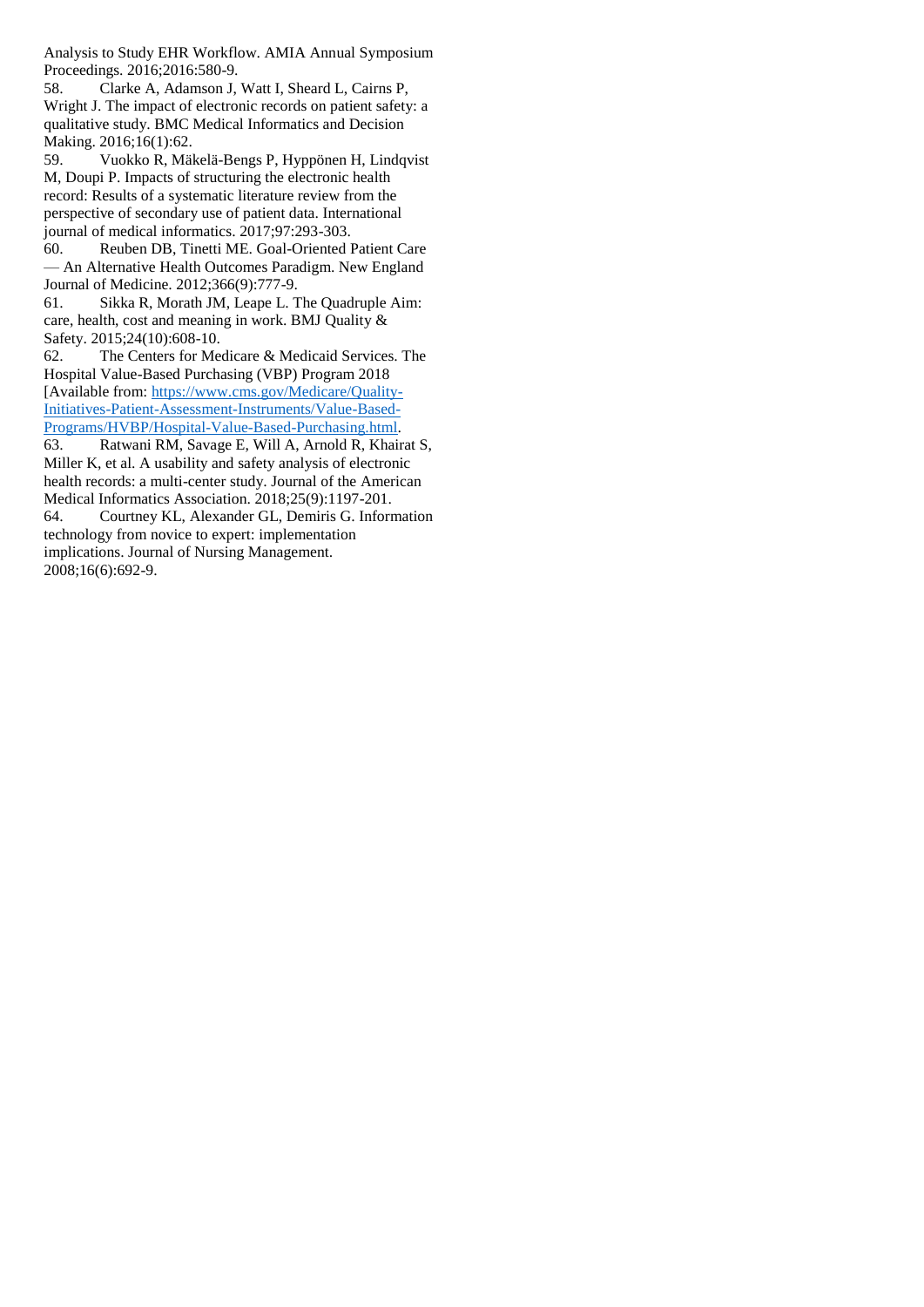Analysis to Study EHR Workflow. AMIA Annual Symposium Proceedings. 2016;2016:580-9.

58. Clarke A, Adamson J, Watt I, Sheard L, Cairns P, Wright J. The impact of electronic records on patient safety: a qualitative study. BMC Medical Informatics and Decision Making. 2016;16(1):62.

59. Vuokko R, Mäkelä-Bengs P, Hyppönen H, Lindqvist M, Doupi P. Impacts of structuring the electronic health record: Results of a systematic literature review from the perspective of secondary use of patient data. International journal of medical informatics. 2017;97:293-303.

60. Reuben DB, Tinetti ME. Goal-Oriented Patient Care — An Alternative Health Outcomes Paradigm. New England Journal of Medicine. 2012;366(9):777-9.

61. Sikka R, Morath JM, Leape L. The Quadruple Aim: care, health, cost and meaning in work. BMJ Quality & Safety. 2015;24(10):608-10.

62. The Centers for Medicare & Medicaid Services. The Hospital Value-Based Purchasing (VBP) Program 2018 [Available from: https://www.cms.gov/Medicare/Quality-Initiatives-Patient-Assessment-Instruments/Value-Based-Programs/HVBP/Hospital-Value-Based-Purchasing.html.

63. Ratwani RM, Savage E, Will A, Arnold R, Khairat S, Miller K, et al. A usability and safety analysis of electronic health records: a multi-center study. Journal of the American Medical Informatics Association. 2018;25(9):1197-201.

64. Courtney KL, Alexander GL, Demiris G. Information technology from novice to expert: implementation implications. Journal of Nursing Management. 2008;16(6):692-9.